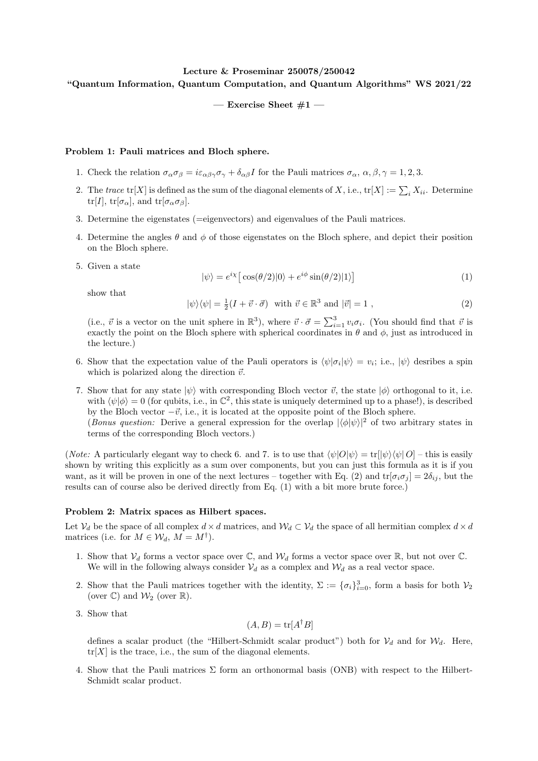**Lecture & Proseminar 250078/250042**

**"Quantum Information, Quantum Computation, and Quantum Algorithms" WS 2021/22**

**— Exercise Sheet #1 —**

### Problem 1: Pauli matrices and Bloch sphere.

1. Check the relation $\sigma_\alpha \sigma_\beta = i\varepsilon_{\alpha\beta\gamma}\sigma_\gamma + \delta_{\alpha\beta} I$ for the Pauli matrices $\sigma_\alpha$, $\alpha, \beta, \gamma = 1, 2, 3$.

2. The *trace* $\mathrm{tr}[X]$ is defined as the sum of the diagonal elements of $X$, i.e., $\mathrm{tr}[X] := \sum_i X_{ii}$. Determine $\mathrm{tr}[I]$, $\mathrm{tr}[\sigma_\alpha]$, and $\mathrm{tr}[\sigma_\alpha \sigma_\beta]$.

3. Determine the eigenstates (=eigenvectors) and eigenvalues of the Pauli matrices.

4. Determine the angles $\theta$ and $\phi$ of those eigenstates on the Bloch sphere, and depict their position on the Bloch sphere.

5. Given a state
$$|\psi\rangle = e^{i\chi}\big[\cos(\theta/2)|0\rangle + e^{i\phi}\sin(\theta/2)|1\rangle\big] \tag{1}$$
show that
$$|\psi\rangle\langle\psi| = \tfrac{1}{2}(I + \vec{v}\cdot\vec{\sigma}) \quad \text{with } \vec{v} \in \mathbb{R}^3 \text{ and } |\vec{v}| = 1 \;, \tag{2}$$
(i.e., $\vec{v}$ is a vector on the unit sphere in $\mathbb{R}^3$), where $\vec{v}\cdot\vec{\sigma} = \sum_{i=1}^{3} v_i \sigma_i$. (You should find that $\vec{v}$ is exactly the point on the Bloch sphere with spherical coordinates in $\theta$ and $\phi$, just as introduced in the lecture.)

6. Show that the expectation value of the Pauli operators is $\langle\psi|\sigma_i|\psi\rangle = v_i$; i.e., $|\psi\rangle$ desribes a spin which is polarized along the direction $\vec{v}$.

7. Show that for any state $|\psi\rangle$ with corresponding Bloch vector $\vec{v}$, the state $|\phi\rangle$ orthogonal to it, i.e. with $\langle\psi|\phi\rangle = 0$ (for qubits, i.e., in $\mathbb{C}^2$, this state is uniquely determined up to a phase!), is described by the Bloch vector $-\vec{v}$, i.e., it is located at the opposite point of the Bloch sphere.
(*Bonus question:* Derive a general expression for the overlap $|\langle\phi|\psi\rangle|^2$ of two arbitrary states in terms of the corresponding Bloch vectors.)

(*Note:* A particularly elegant way to check 6. and 7. is to use that $\langle\psi|O|\psi\rangle = \mathrm{tr}[|\psi\rangle\langle\psi|\, O]$ – this is easily shown by writing this explicitly as a sum over components, but you can just this formula as it is if you want, as it will be proven in one of the next lectures – together with Eq. (2) and $\mathrm{tr}[\sigma_i\sigma_j] = 2\delta_{ij}$, but the results can of course also be derived directly from Eq. (1) with a bit more brute force.)

### Problem 2: Matrix spaces as Hilbert spaces.

Let $\mathcal{V}_d$ be the space of all complex $d\times d$ matrices, and $\mathcal{W}_d \subset \mathcal{V}_d$ the space of all hermitian complex $d \times d$ matrices (i.e. for $M \in \mathcal{W}_d$, $M = M^\dagger$).

1. Show that $\mathcal{V}_d$ forms a vector space over $\mathbb{C}$, and $\mathcal{W}_d$ forms a vector space over $\mathbb{R}$, but not over $\mathbb{C}$. We will in the following always consider $\mathcal{V}_d$ as a complex and $\mathcal{W}_d$ as a real vector space.

2. Show that the Pauli matrices together with the identity, $\Sigma := \{\sigma_i\}_{i=0}^{3}$, form a basis for both $\mathcal{V}_2$ (over $\mathbb{C}$) and $\mathcal{W}_2$ (over $\mathbb{R}$).

3. Show that
$$(A, B) = \mathrm{tr}[A^\dagger B]$$
defines a scalar product (the "Hilbert-Schmidt scalar product") both for $\mathcal{V}_d$ and for $\mathcal{W}_d$. Here, $\mathrm{tr}[X]$ is the trace, i.e., the sum of the diagonal elements.

4. Show that the Pauli matrices $\Sigma$ form an orthonormal basis (ONB) with respect to the Hilbert-Schmidt scalar product.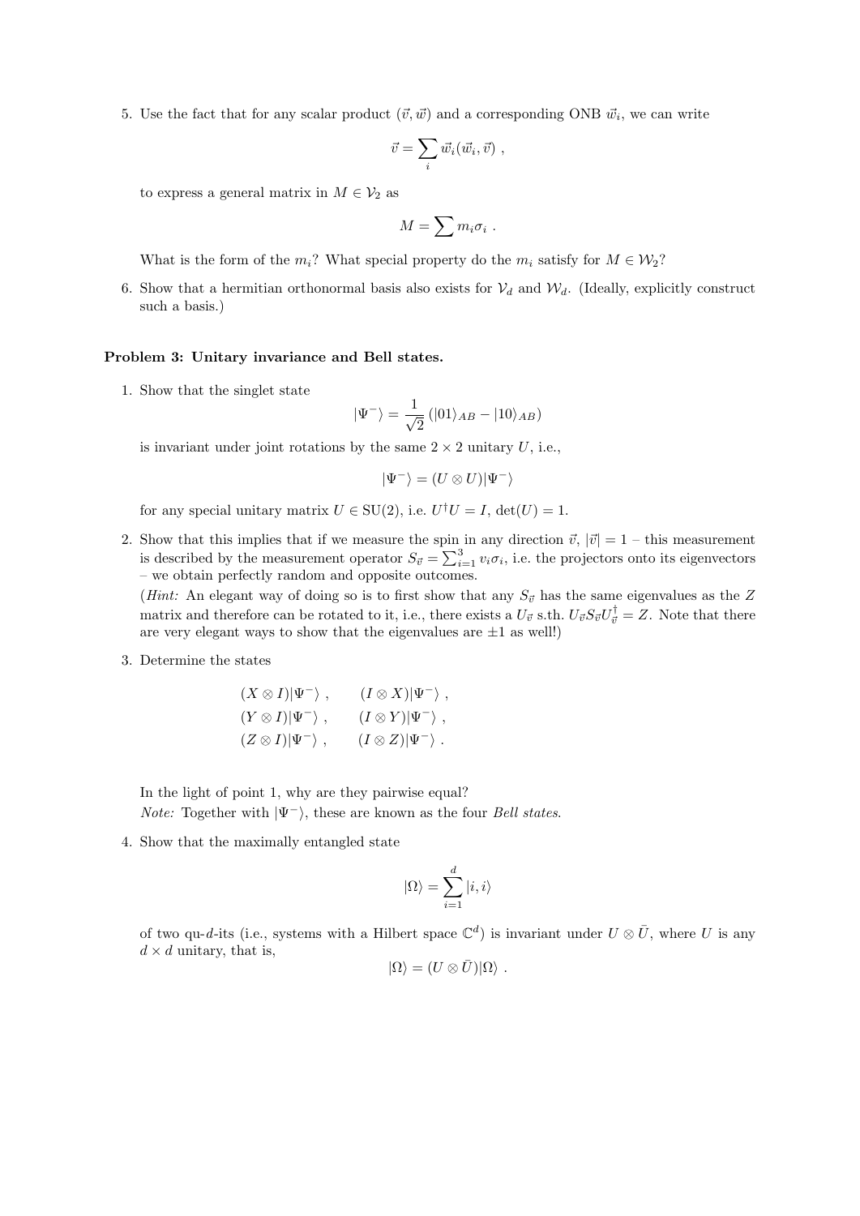5. Use the fact that for any scalar product $(\vec{v}, \vec{w})$ and a corresponding ONB $\vec{w}_i$, we can write

$$\vec{v} = \sum_i \vec{w}_i (\vec{w}_i, \vec{v}) \ ,$$

to express a general matrix in $M \in \mathcal{V}_2$ as

$$M = \sum m_i \sigma_i \ .$$

What is the form of the $m_i$? What special property do the $m_i$ satisfy for $M \in \mathcal{W}_2$?

6. Show that a hermitian orthonormal basis also exists for $\mathcal{V}_d$ and $\mathcal{W}_d$. (Ideally, explicitly construct such a basis.)

**Problem 3: Unitary invariance and Bell states.**

1. Show that the singlet state

$$|\Psi^-\rangle = \frac{1}{\sqrt{2}} \left( |01\rangle_{AB} - |10\rangle_{AB} \right)$$

is invariant under joint rotations by the same $2 \times 2$ unitary $U$, i.e.,

$$|\Psi^-\rangle = (U \otimes U)|\Psi^-\rangle$$

for any special unitary matrix $U \in \mathrm{SU}(2)$, i.e. $U^\dagger U = I$, $\det(U) = 1$.

2. Show that this implies that if we measure the spin in any direction $\vec{v}$, $|\vec{v}| = 1$ – this measurement is described by the measurement operator $S_{\vec{v}} = \sum_{i=1}^3 v_i \sigma_i$, i.e. the projectors onto its eigenvectors – we obtain perfectly random and opposite outcomes.

(*Hint:* An elegant way of doing so is to first show that any $S_{\vec{v}}$ has the same eigenvalues as the $Z$ matrix and therefore can be rotated to it, i.e., there exists a $U_{\vec{v}}$ s.th. $U_{\vec{v}} S_{\vec{v}} U_{\vec{v}}^\dagger = Z$. Note that there are very elegant ways to show that the eigenvalues are $\pm 1$ as well!)

3. Determine the states

$$\begin{aligned}
&(X \otimes I)|\Psi^-\rangle \ , \qquad (I \otimes X)|\Psi^-\rangle \ , \\
&(Y \otimes I)|\Psi^-\rangle \ , \qquad (I \otimes Y)|\Psi^-\rangle \ , \\
&(Z \otimes I)|\Psi^-\rangle \ , \qquad (I \otimes Z)|\Psi^-\rangle \ .
\end{aligned}$$

In the light of point 1, why are they pairwise equal?

*Note:* Together with $|\Psi^-\rangle$, these are known as the four *Bell states*.

4. Show that the maximally entangled state

$$|\Omega\rangle = \sum_{i=1}^{d} |i, i\rangle$$

of two qu-$d$-its (i.e., systems with a Hilbert space $\mathbb{C}^d$) is invariant under $U \otimes \bar{U}$, where $U$ is any $d \times d$ unitary, that is,

$$|\Omega\rangle = (U \otimes \bar{U})|\Omega\rangle \ .$$